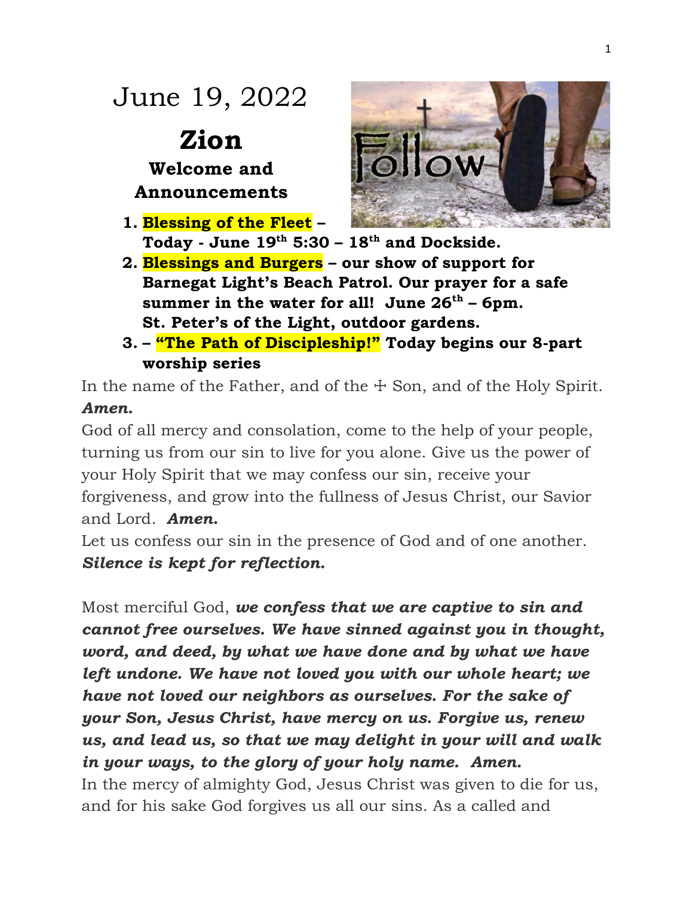# June 19, 2022

## Zion

### Welcome and Announcements

1. **Blessing of the Fleet – Today - June 19th 5:30 – 18th and Dockside.**
2. **Blessings and Burgers – our show of support for Barnegat Light's Beach Patrol. Our prayer for a safe summer in the water for all! June 26th – 6pm. St. Peter's of the Light, outdoor gardens.**
3. **– "The Path of Discipleship!" Today begins our 8-part worship series**

In the name of the Father, and of the ☩ Son, and of the Holy Spirit. ***Amen.***

God of all mercy and consolation, come to the help of your people, turning us from our sin to live for you alone. Give us the power of your Holy Spirit that we may confess our sin, receive your forgiveness, and grow into the fullness of Jesus Christ, our Savior and Lord. ***Amen.***

Let us confess our sin in the presence of God and of one another.
***Silence is kept for reflection.***

Most merciful God, ***we confess that we are captive to sin and cannot free ourselves. We have sinned against you in thought, word, and deed, by what we have done and by what we have left undone. We have not loved you with our whole heart; we have not loved our neighbors as ourselves. For the sake of your Son, Jesus Christ, have mercy on us. Forgive us, renew us, and lead us, so that we may delight in your will and walk in your ways, to the glory of your holy name. Amen.***

In the mercy of almighty God, Jesus Christ was given to die for us, and for his sake God forgives us all our sins. As a called and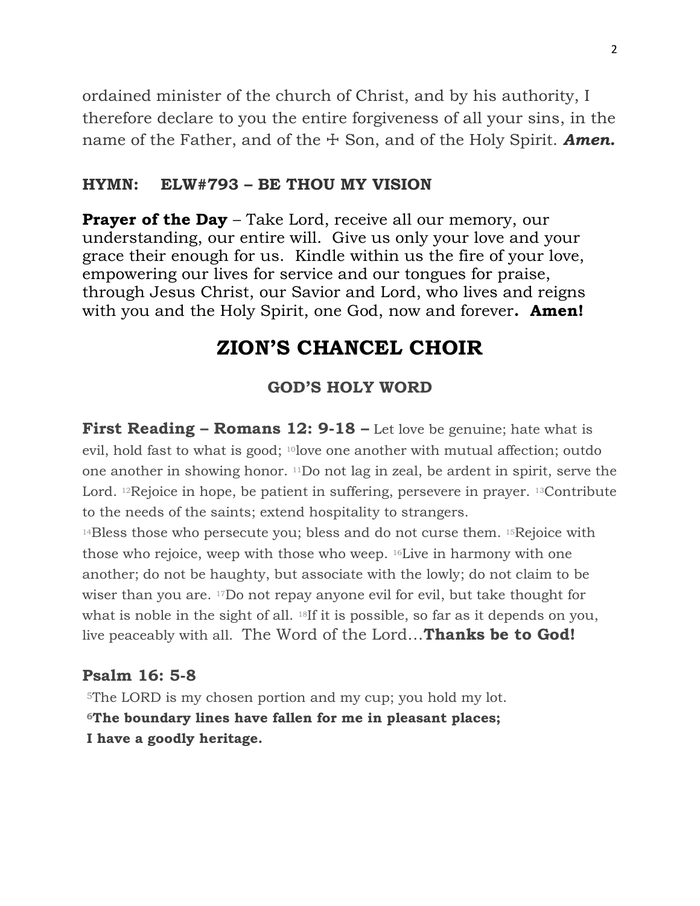ordained minister of the church of Christ, and by his authority, I therefore declare to you the entire forgiveness of all your sins, in the name of the Father, and of the ☩ Son, and of the Holy Spirit. ***Amen.***

**HYMN: ELW#793 – BE THOU MY VISION**

**Prayer of the Day** – Take Lord, receive all our memory, our understanding, our entire will. Give us only your love and your grace their enough for us. Kindle within us the fire of your love, empowering our lives for service and our tongues for praise, through Jesus Christ, our Savior and Lord, who lives and reigns with you and the Holy Spirit, one God, now and forever**. Amen!**

# ZION'S CHANCEL CHOIR

## GOD'S HOLY WORD

**First Reading – Romans 12: 9-18 –** Let love be genuine; hate what is evil, hold fast to what is good; [10]love one another with mutual affection; outdo one another in showing honor. [11]Do not lag in zeal, be ardent in spirit, serve the Lord. [12]Rejoice in hope, be patient in suffering, persevere in prayer. [13]Contribute to the needs of the saints; extend hospitality to strangers.
[14]Bless those who persecute you; bless and do not curse them. [15]Rejoice with those who rejoice, weep with those who weep. [16]Live in harmony with one another; do not be haughty, but associate with the lowly; do not claim to be wiser than you are. [17]Do not repay anyone evil for evil, but take thought for what is noble in the sight of all. [18]If it is possible, so far as it depends on you, live peaceably with all. The Word of the Lord…**Thanks be to God!**

**Psalm 16: 5-8**

[5]The LORD is my chosen portion and my cup; you hold my lot.
**[6]The boundary lines have fallen for me in pleasant places;**
**I have a goodly heritage.**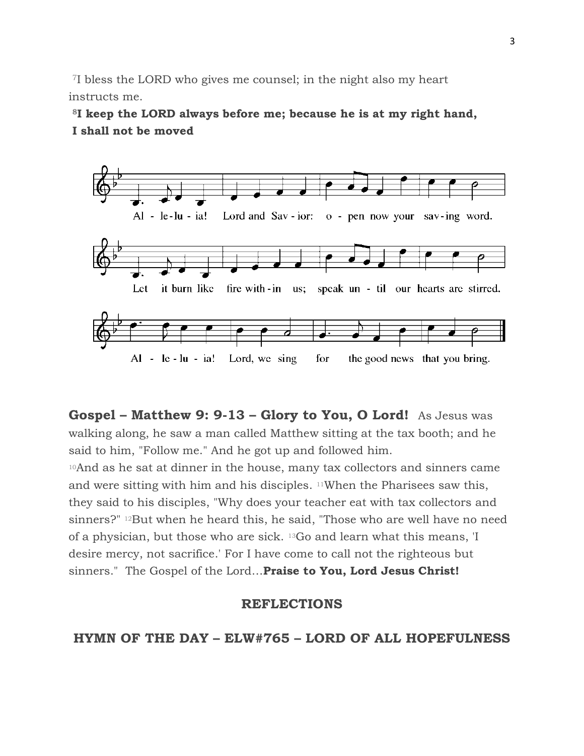[7]I bless the LORD who gives me counsel; in the night also my heart instructs me.

**[8]I keep the LORD always before me; because he is at my right hand, I shall not be moved**

Al - le - lu - ia! Lord and Sav - ior: o - pen now your sav - ing word.

Let it burn like fire with - in us; speak un - til our hearts are stirred.

Al - le - lu - ia! Lord, we sing for the good news that you bring.

**Gospel – Matthew 9: 9-13 – Glory to You, O Lord!** As Jesus was walking along, he saw a man called Matthew sitting at the tax booth; and he said to him, "Follow me." And he got up and followed him.

[10]And as he sat at dinner in the house, many tax collectors and sinners came and were sitting with him and his disciples. [11]When the Pharisees saw this, they said to his disciples, "Why does your teacher eat with tax collectors and sinners?" [12]But when he heard this, he said, "Those who are well have no need of a physician, but those who are sick. [13]Go and learn what this means, 'I desire mercy, not sacrifice.' For I have come to call not the righteous but sinners." The Gospel of the Lord…**Praise to You, Lord Jesus Christ!**

## REFLECTIONS

## HYMN OF THE DAY – ELW#765 – LORD OF ALL HOPEFULNESS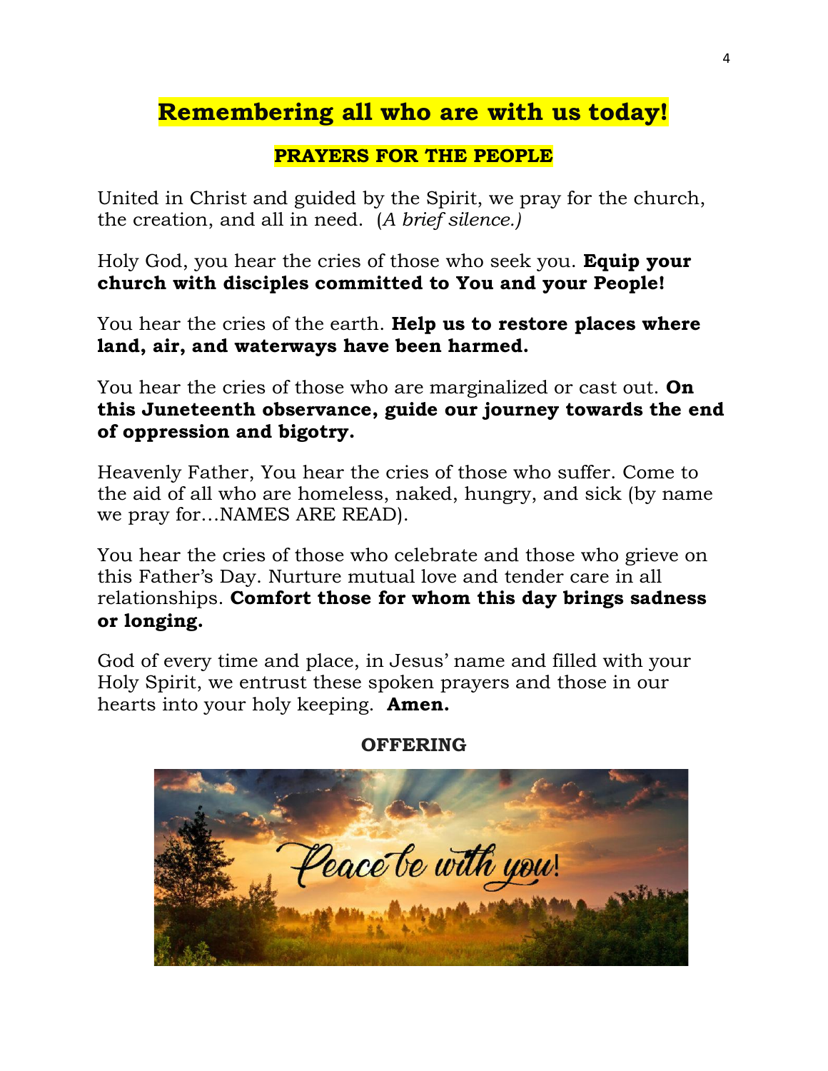# Remembering all who are with us today!

## PRAYERS FOR THE PEOPLE

United in Christ and guided by the Spirit, we pray for the church, the creation, and all in need. (*A brief silence.)*

Holy God, you hear the cries of those who seek you. **Equip your church with disciples committed to You and your People!**

You hear the cries of the earth. **Help us to restore places where land, air, and waterways have been harmed.**

You hear the cries of those who are marginalized or cast out. **On this Juneteenth observance, guide our journey towards the end of oppression and bigotry.**

Heavenly Father, You hear the cries of those who suffer. Come to the aid of all who are homeless, naked, hungry, and sick (by name we pray for…NAMES ARE READ).

You hear the cries of those who celebrate and those who grieve on this Father's Day. Nurture mutual love and tender care in all relationships. **Comfort those for whom this day brings sadness or longing.**

God of every time and place, in Jesus' name and filled with your Holy Spirit, we entrust these spoken prayers and those in our hearts into your holy keeping. **Amen.**

**OFFERING**

Peace be with you!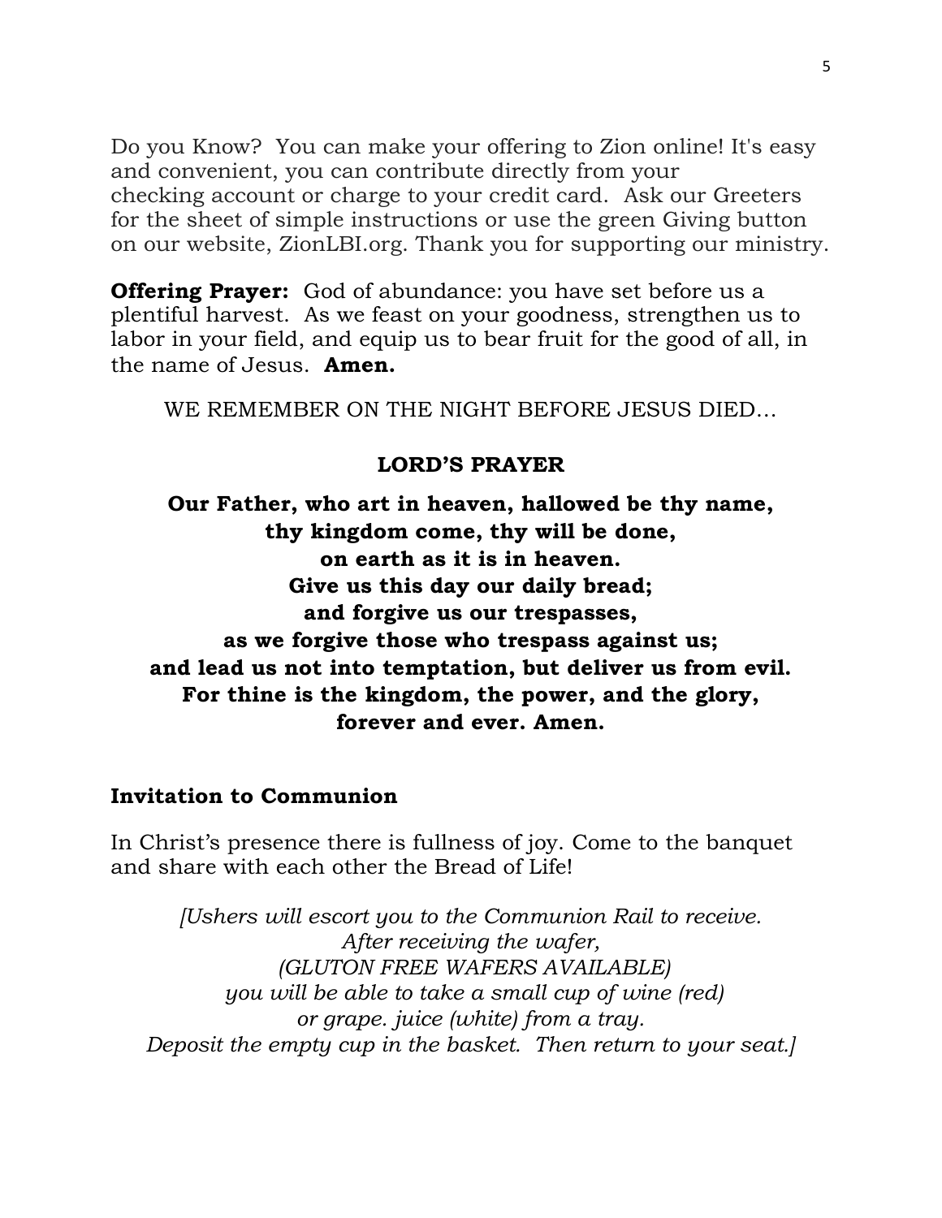Do you Know? You can make your offering to Zion online! It's easy and convenient, you can contribute directly from your checking account or charge to your credit card. Ask our Greeters for the sheet of simple instructions or use the green Giving button on our website, ZionLBI.org. Thank you for supporting our ministry.

**Offering Prayer:** God of abundance: you have set before us a plentiful harvest. As we feast on your goodness, strengthen us to labor in your field, and equip us to bear fruit for the good of all, in the name of Jesus. **Amen.**

WE REMEMBER ON THE NIGHT BEFORE JESUS DIED…

**LORD'S PRAYER**

**Our Father, who art in heaven, hallowed be thy name,**
**thy kingdom come, thy will be done,**
**on earth as it is in heaven.**
**Give us this day our daily bread;**
**and forgive us our trespasses,**
**as we forgive those who trespass against us;**
**and lead us not into temptation, but deliver us from evil.**
**For thine is the kingdom, the power, and the glory,**
**forever and ever. Amen.**

**Invitation to Communion**

In Christ's presence there is fullness of joy. Come to the banquet and share with each other the Bread of Life!

*[Ushers will escort you to the Communion Rail to receive.*
*After receiving the wafer,*
*(GLUTON FREE WAFERS AVAILABLE)*
*you will be able to take a small cup of wine (red)*
*or grape. juice (white) from a tray.*
*Deposit the empty cup in the basket. Then return to your seat.]*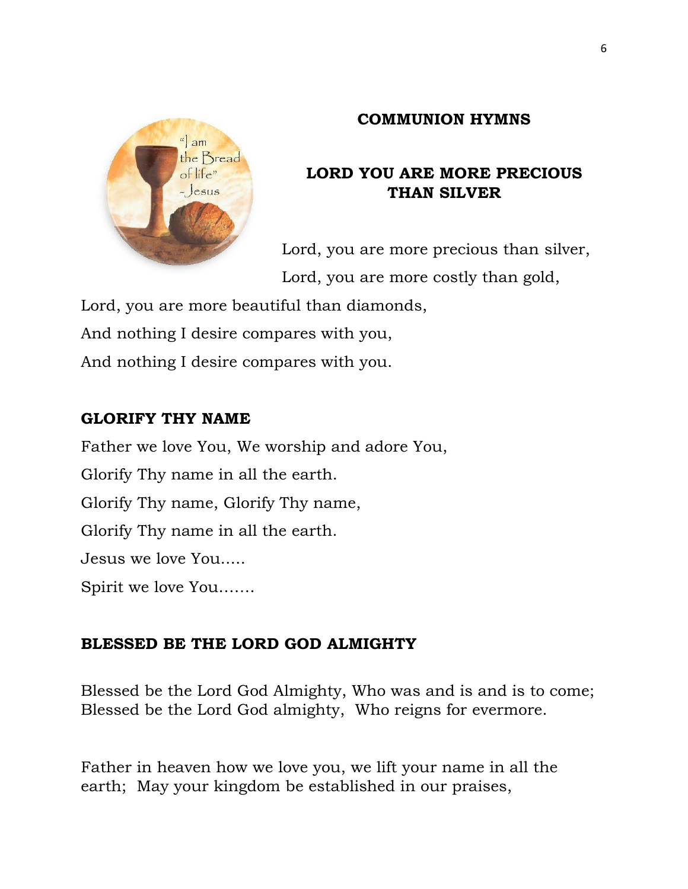## COMMUNION HYMNS

### LORD YOU ARE MORE PRECIOUS THAN SILVER

Lord, you are more precious than silver,

Lord, you are more costly than gold,

Lord, you are more beautiful than diamonds,

And nothing I desire compares with you,

And nothing I desire compares with you.

### GLORIFY THY NAME

Father we love You, We worship and adore You,

Glorify Thy name in all the earth.

Glorify Thy name, Glorify Thy name,

Glorify Thy name in all the earth.

Jesus we love You.....

Spirit we love You.......

### BLESSED BE THE LORD GOD ALMIGHTY

Blessed be the Lord God Almighty, Who was and is and is to come;
Blessed be the Lord God almighty, Who reigns for evermore.

Father in heaven how we love you, we lift your name in all the earth; May your kingdom be established in our praises,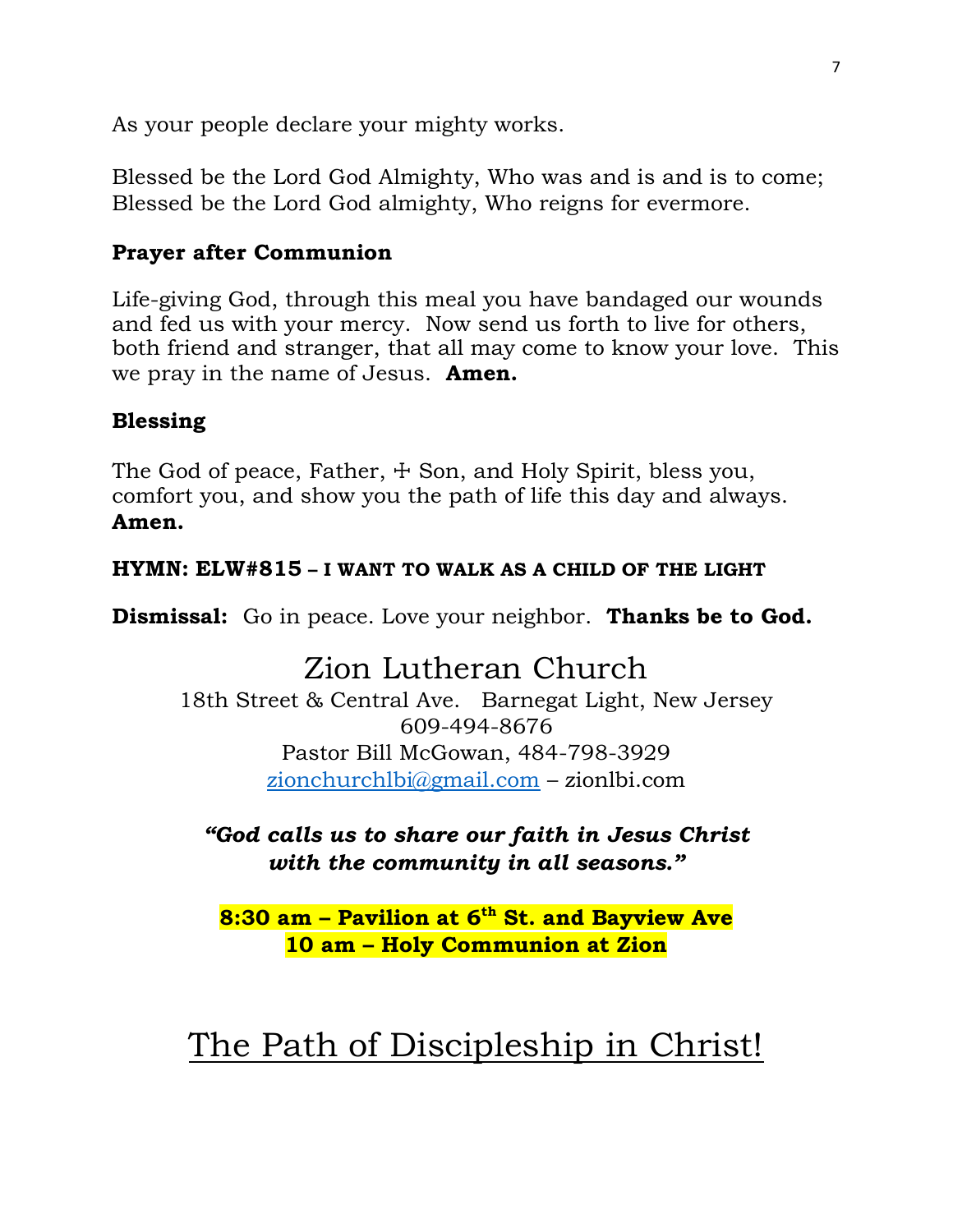As your people declare your mighty works.

Blessed be the Lord God Almighty, Who was and is and is to come;
Blessed be the Lord God almighty, Who reigns for evermore.

**Prayer after Communion**

Life-giving God, through this meal you have bandaged our wounds and fed us with your mercy. Now send us forth to live for others, both friend and stranger, that all may come to know your love. This we pray in the name of Jesus. **Amen.**

**Blessing**

The God of peace, Father, ☩ Son, and Holy Spirit, bless you, comfort you, and show you the path of life this day and always.
**Amen.**

**HYMN: ELW#815 – I WANT TO WALK AS A CHILD OF THE LIGHT**

**Dismissal:** Go in peace. Love your neighbor. **Thanks be to God.**

# Zion Lutheran Church

18th Street & Central Ave. Barnegat Light, New Jersey
609-494-8676
Pastor Bill McGowan, 484-798-3929
zionchurchlbi@gmail.com – zionlbi.com

***"God calls us to share our faith in Jesus Christ with the community in all seasons."***

**8:30 am – Pavilion at 6th St. and Bayview Ave**
**10 am – Holy Communion at Zion**

# The Path of Discipleship in Christ!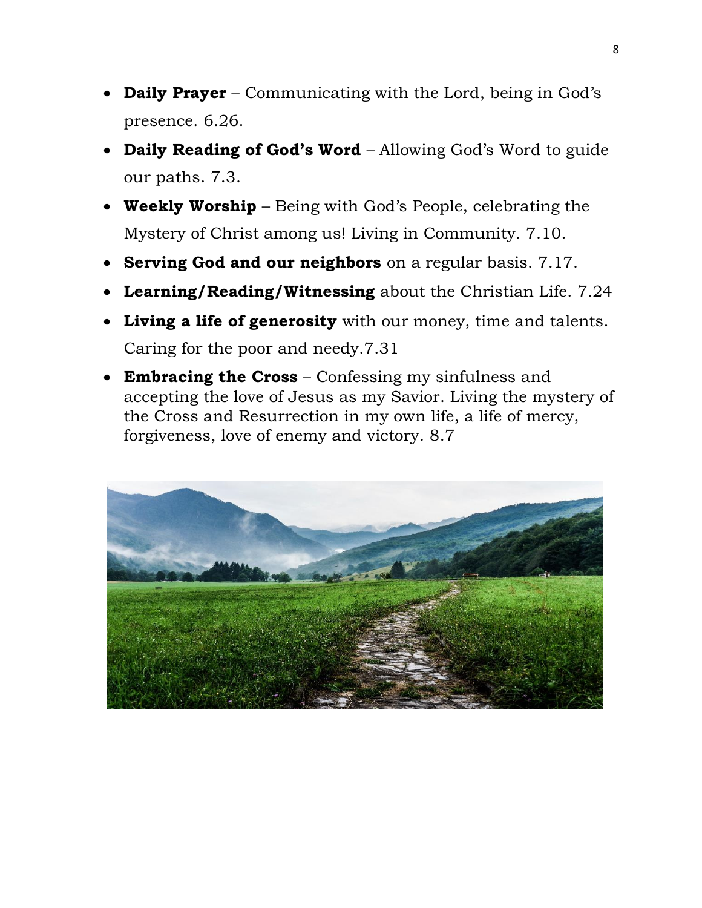- **Daily Prayer** – Communicating with the Lord, being in God's presence. 6.26.
- **Daily Reading of God's Word** – Allowing God's Word to guide our paths. 7.3.
- **Weekly Worship** – Being with God's People, celebrating the Mystery of Christ among us! Living in Community. 7.10.
- **Serving God and our neighbors** on a regular basis. 7.17.
- **Learning/Reading/Witnessing** about the Christian Life. 7.24
- **Living a life of generosity** with our money, time and talents. Caring for the poor and needy.7.31
- **Embracing the Cross** – Confessing my sinfulness and accepting the love of Jesus as my Savior. Living the mystery of the Cross and Resurrection in my own life, a life of mercy, forgiveness, love of enemy and victory. 8.7